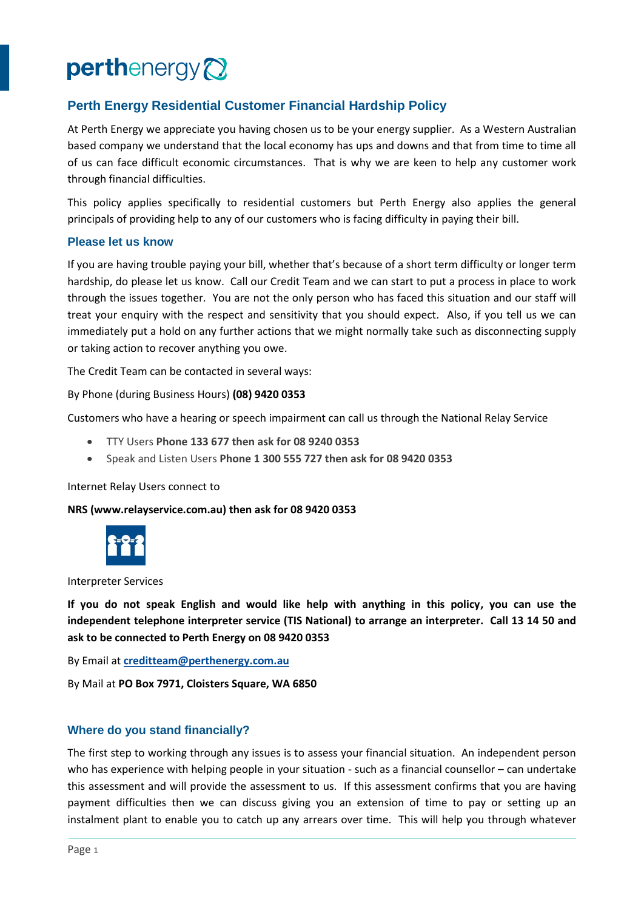# perthenergy

## Perth Energy Residential Customer Financial Hardship Policy

At Perth Energy we appreciate you having chosen us to be your energy supplier. As a Western Australian based company we understand that the local economy has ups and downs and that from time to time all of us can face difficult economic circumstances. That is why we are keen to help any customer work through financial difficulties.

This policy applies specifically to residential customers but Perth Energy also applies the general principals of providing help to any of our customers who is facing difficulty in paying their bill.

### Please let us know

If you are having trouble paying your bill, whether that's because of a short term difficulty or longer term hardship, do please let us know. Call our Credit Team and we can start to put a process in place to work through the issues together. You are not the only person who has faced this situation and our staff will treat your enquiry with the respect and sensitivity that you should expect. Also, if you tell us we can immediately put a hold on any further actions that we might normally take such as disconnecting supply or taking action to recover anything you owe.

The Credit Team can be contacted in several ways:

By Phone (during Business Hours) **(08) 9420 0353**

Customers who have a hearing or speech impairment can call us through the National Relay Service

- TTY Users **Phone 133 677 then ask for 08 9240 0353**
- Speak and Listen Users **Phone 1 300 555 727 then ask for 08 9420 0353**

Internet Relay Users connect to

**NRS (www.relayservice.com.au) then ask for 08 9420 0353**

Interpreter Services

**If you do not speak English and would like help with anything in this policy, you can use the independent telephone interpreter service (TIS National) to arrange an interpreter. Call 13 14 50 and ask to be connected to Perth Energy on 08 9420 0353**

By Email at **creditteam@perthenergy.com.au**

By Mail at **PO Box 7971, Cloisters Square, WA 6850**

### Where do you stand financially?

The first step to working through any issues is to assess your financial situation. An independent person who has experience with helping people in your situation - such as a financial counsellor – can undertake this assessment and will provide the assessment to us. If this assessment confirms that you are having payment difficulties then we can discuss giving you an extension of time to pay or setting up an instalment plant to enable you to catch up any arrears over time. This will help you through whatever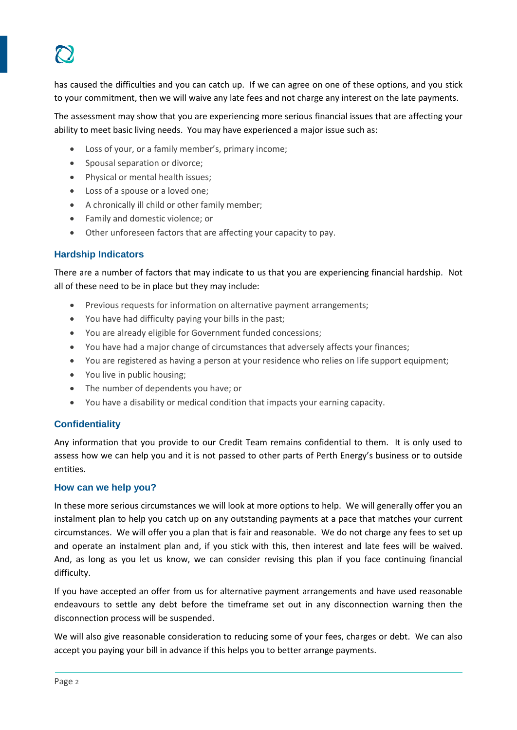has caused the difficulties and you can catch up. If we can agree on one of these options, and you stick to your commitment, then we will waive any late fees and not charge any interest on the late payments.

The assessment may show that you are experiencing more serious financial issues that are affecting your ability to meet basic living needs. You may have experienced a major issue such as:

- Loss of your, or a family member's, primary income;
- Spousal separation or divorce;
- Physical or mental health issues;
- Loss of a spouse or a loved one;
- A chronically ill child or other family member;
- Family and domestic violence; or
- Other unforeseen factors that are affecting your capacity to pay.

### Hardship Indicators

There are a number of factors that may indicate to us that you are experiencing financial hardship. Not all of these need to be in place but they may include:

- Previous requests for information on alternative payment arrangements;
- You have had difficulty paying your bills in the past;
- You are already eligible for Government funded concessions;
- You have had a major change of circumstances that adversely affects your finances;
- You are registered as having a person at your residence who relies on life support equipment;
- You live in public housing;
- The number of dependents you have; or
- You have a disability or medical condition that impacts your earning capacity.

### Confidentiality

Any information that you provide to our Credit Team remains confidential to them. It is only used to assess how we can help you and it is not passed to other parts of Perth Energy's business or to outside entities.

### How can we help you?

In these more serious circumstances we will look at more options to help. We will generally offer you an instalment plan to help you catch up on any outstanding payments at a pace that matches your current circumstances. We will offer you a plan that is fair and reasonable. We do not charge any fees to set up and operate an instalment plan and, if you stick with this, then interest and late fees will be waived. And, as long as you let us know, we can consider revising this plan if you face continuing financial difficulty.

If you have accepted an offer from us for alternative payment arrangements and have used reasonable endeavours to settle any debt before the timeframe set out in any disconnection warning then the disconnection process will be suspended.

We will also give reasonable consideration to reducing some of your fees, charges or debt. We can also accept you paying your bill in advance if this helps you to better arrange payments.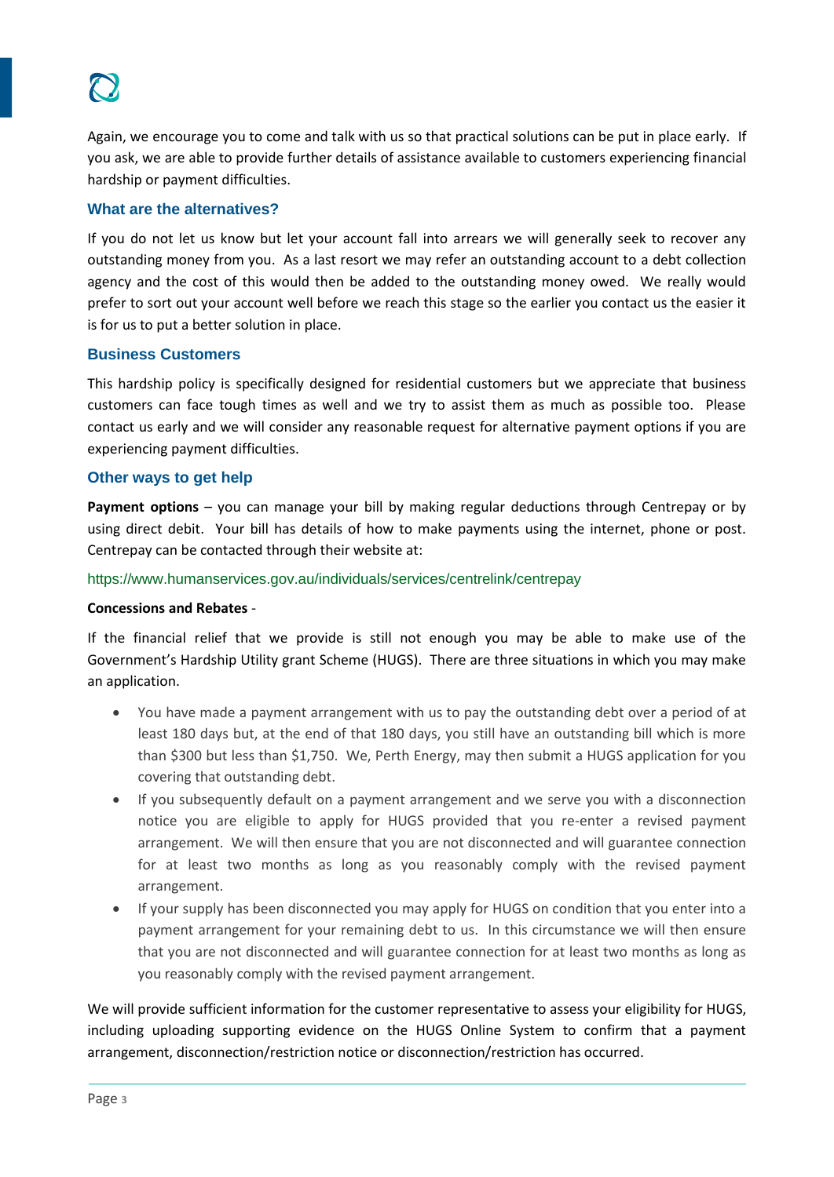Again, we encourage you to come and talk with us so that practical solutions can be put in place early. If you ask, we are able to provide further details of assistance available to customers experiencing financial hardship or payment difficulties.

## What are the alternatives?

If you do not let us know but let your account fall into arrears we will generally seek to recover any outstanding money from you. As a last resort we may refer an outstanding account to a debt collection agency and the cost of this would then be added to the outstanding money owed. We really would prefer to sort out your account well before we reach this stage so the earlier you contact us the easier it is for us to put a better solution in place.

## Business Customers

This hardship policy is specifically designed for residential customers but we appreciate that business customers can face tough times as well and we try to assist them as much as possible too. Please contact us early and we will consider any reasonable request for alternative payment options if you are experiencing payment difficulties.

## Other ways to get help

**Payment options** – you can manage your bill by making regular deductions through Centrepay or by using direct debit. Your bill has details of how to make payments using the internet, phone or post. Centrepay can be contacted through their website at:

https://www.humanservices.gov.au/individuals/services/centrelink/centrepay

**Concessions and Rebates** -

If the financial relief that we provide is still not enough you may be able to make use of the Government's Hardship Utility grant Scheme (HUGS). There are three situations in which you may make an application.

- You have made a payment arrangement with us to pay the outstanding debt over a period of at least 180 days but, at the end of that 180 days, you still have an outstanding bill which is more than $300 but less than $1,750. We, Perth Energy, may then submit a HUGS application for you covering that outstanding debt.
- If you subsequently default on a payment arrangement and we serve you with a disconnection notice you are eligible to apply for HUGS provided that you re-enter a revised payment arrangement. We will then ensure that you are not disconnected and will guarantee connection for at least two months as long as you reasonably comply with the revised payment arrangement.
- If your supply has been disconnected you may apply for HUGS on condition that you enter into a payment arrangement for your remaining debt to us. In this circumstance we will then ensure that you are not disconnected and will guarantee connection for at least two months as long as you reasonably comply with the revised payment arrangement.

We will provide sufficient information for the customer representative to assess your eligibility for HUGS, including uploading supporting evidence on the HUGS Online System to confirm that a payment arrangement, disconnection/restriction notice or disconnection/restriction has occurred.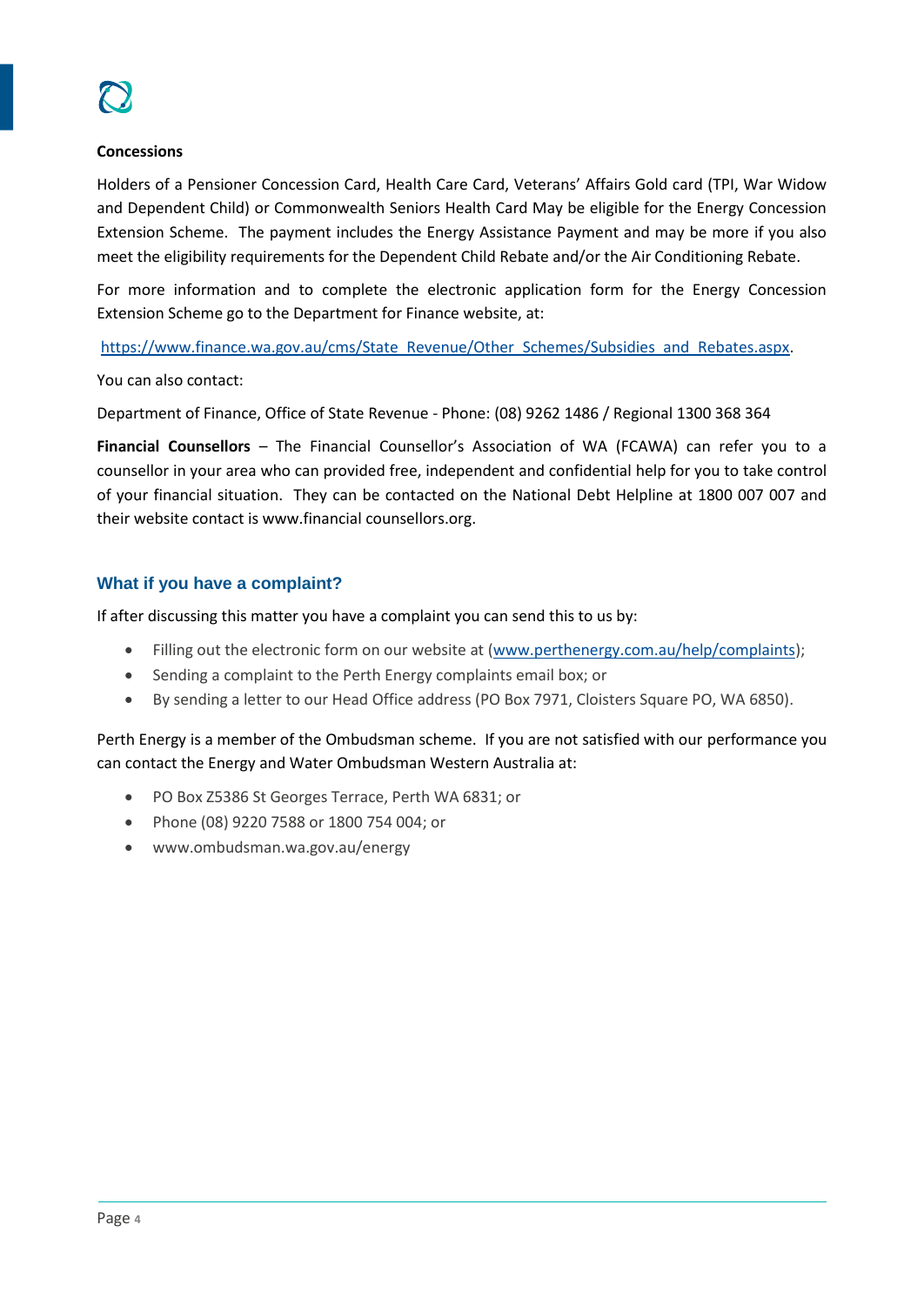**Concessions**

Holders of a Pensioner Concession Card, Health Care Card, Veterans' Affairs Gold card (TPI, War Widow and Dependent Child) or Commonwealth Seniors Health Card May be eligible for the Energy Concession Extension Scheme. The payment includes the Energy Assistance Payment and may be more if you also meet the eligibility requirements for the Dependent Child Rebate and/or the Air Conditioning Rebate.

For more information and to complete the electronic application form for the Energy Concession Extension Scheme go to the Department for Finance website, at:

[https://www.finance.wa.gov.au/cms/State_Revenue/Other_Schemes/Subsidies_and_Rebates.aspx](https://www.finance.wa.gov.au/cms/State_Revenue/Other_Schemes/Subsidies_and_Rebates.aspx).

You can also contact:

Department of Finance, Office of State Revenue - Phone: (08) 9262 1486 / Regional 1300 368 364

**Financial Counsellors** – The Financial Counsellor's Association of WA (FCAWA) can refer you to a counsellor in your area who can provided free, independent and confidential help for you to take control of your financial situation. They can be contacted on the National Debt Helpline at 1800 007 007 and their website contact is www.financial counsellors.org.

## What if you have a complaint?

If after discussing this matter you have a complaint you can send this to us by:

- Filling out the electronic form on our website at ([www.perthenergy.com.au/help/complaints](www.perthenergy.com.au/help/complaints));
- Sending a complaint to the Perth Energy complaints email box; or
- By sending a letter to our Head Office address (PO Box 7971, Cloisters Square PO, WA 6850).

Perth Energy is a member of the Ombudsman scheme. If you are not satisfied with our performance you can contact the Energy and Water Ombudsman Western Australia at:

- PO Box Z5386 St Georges Terrace, Perth WA 6831; or
- Phone (08) 9220 7588 or 1800 754 004; or
- www.ombudsman.wa.gov.au/energy